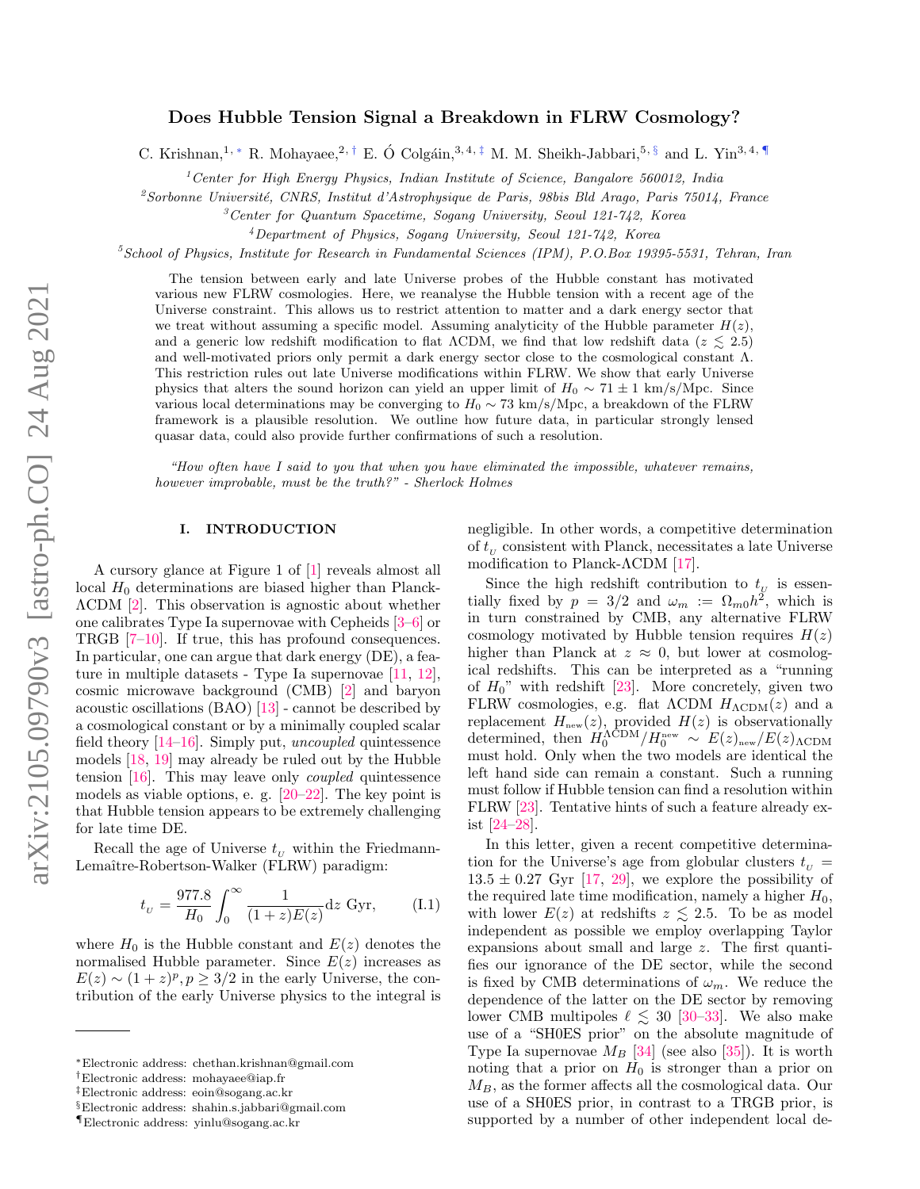# Does Hubble Tension Signal a Breakdown in FLRW Cosmology?

C. Krishnan,[1,*] R. Mohayaee,[2,†] E. Ó Colgáin,[3,4,‡] M. M. Sheikh-Jabbari,[5,§] and L. Yin[3,4,¶]

[1]*Center for High Energy Physics, Indian Institute of Science, Bangalore 560012, India*
[2]*Sorbonne Université, CNRS, Institut d'Astrophysique de Paris, 98bis Bld Arago, Paris 75014, France*
[3]*Center for Quantum Spacetime, Sogang University, Seoul 121-742, Korea*
[4]*Department of Physics, Sogang University, Seoul 121-742, Korea*
[5]*School of Physics, Institute for Research in Fundamental Sciences (IPM), P.O.Box 19395-5531, Tehran, Iran*

The tension between early and late Universe probes of the Hubble constant has motivated various new FLRW cosmologies. Here, we reanalyse the Hubble tension with a recent age of the Universe constraint. This allows us to restrict attention to matter and a dark energy sector that we treat without assuming a specific model. Assuming analyticity of the Hubble parameter $H(z)$, and a generic low redshift modification to flat ΛCDM, we find that low redshift data ($z \lesssim 2.5$) and well-motivated priors only permit a dark energy sector close to the cosmological constant Λ. This restriction rules out late Universe modifications within FLRW. We show that early Universe physics that alters the sound horizon can yield an upper limit of $H_0 \sim 71 \pm 1$ km/s/Mpc. Since various local determinations may be converging to $H_0 \sim 73$ km/s/Mpc, a breakdown of the FLRW framework is a plausible resolution. We outline how future data, in particular strongly lensed quasar data, could also provide further confirmations of such a resolution.

*"How often have I said to you that when you have eliminated the impossible, whatever remains, however improbable, must be the truth?" - Sherlock Holmes*

## I. INTRODUCTION

A cursory glance at Figure 1 of [1] reveals almost all local $H_0$ determinations are biased higher than Planck-ΛCDM [2]. This observation is agnostic about whether one calibrates Type Ia supernovae with Cepheids [3–6] or TRGB [7–10]. If true, this has profound consequences. In particular, one can argue that dark energy (DE), a feature in multiple datasets - Type Ia supernovae [11, 12], cosmic microwave background (CMB) [2] and baryon acoustic oscillations (BAO) [13] - cannot be described by a cosmological constant or by a minimally coupled scalar field theory [14–16]. Simply put, *uncoupled* quintessence models [18, 19] may already be ruled out by the Hubble tension [16]. This may leave only *coupled* quintessence models as viable options, e. g. [20–22]. The key point is that Hubble tension appears to be extremely challenging for late time DE.

Recall the age of Universe $t_U$ within the Friedmann-Lemaître-Robertson-Walker (FLRW) paradigm:

$$t_U = \frac{977.8}{H_0} \int_0^\infty \frac{1}{(1+z)E(z)} \mathrm{d}z \ \text{Gyr}, \tag{I.1}$$

where $H_0$ is the Hubble constant and $E(z)$ denotes the normalised Hubble parameter. Since $E(z)$ increases as $E(z) \sim (1+z)^p, p \geq 3/2$ in the early Universe, the contribution of the early Universe physics to the integral is negligible. In other words, a competitive determination of $t_U$ consistent with Planck, necessitates a late Universe modification to Planck-ΛCDM [17].

Since the high redshift contribution to $t_U$ is essentially fixed by $p = 3/2$ and $\omega_m := \Omega_{m0} h^2$, which is in turn constrained by CMB, any alternative FLRW cosmology motivated by Hubble tension requires $H(z)$ higher than Planck at $z \approx 0$, but lower at cosmological redshifts. This can be interpreted as a "running of $H_0$" with redshift [23]. More concretely, given two FLRW cosmologies, e.g. flat ΛCDM $H_{\Lambda\text{CDM}}(z)$ and a replacement $H_{\text{new}}(z)$, provided $H(z)$ is observationally determined, then $H_0^{\Lambda\text{CDM}}/H_0^{\text{new}} \sim E(z)_{\text{new}}/E(z)_{\Lambda\text{CDM}}$ must hold. Only when the two models are identical the left hand side can remain a constant. Such a running must follow if Hubble tension can find a resolution within FLRW [23]. Tentative hints of such a feature already exist [24–28].

In this letter, given a recent competitive determination for the Universe's age from globular clusters $t_U = 13.5 \pm 0.27$ Gyr [17, 29], we explore the possibility of the required late time modification, namely a higher $H_0$, with lower $E(z)$ at redshifts $z \lesssim 2.5$. To be as model independent as possible we employ overlapping Taylor expansions about small and large $z$. The first quantifies our ignorance of the DE sector, while the second is fixed by CMB determinations of $\omega_m$. We reduce the dependence of the latter on the DE sector by removing lower CMB multipoles $\ell \lesssim 30$ [30–33]. We also make use of a "SH0ES prior" on the absolute magnitude of Type Ia supernovae $M_B$ [34] (see also [35]). It is worth noting that a prior on $H_0$ is stronger than a prior on $M_B$, as the former affects all the cosmological data. Our use of a SH0ES prior, in contrast to a TRGB prior, is supported by a number of other independent local de-

---

[*]Electronic address: chethan.krishnan@gmail.com
[†]Electronic address: mohayaee@iap.fr
[‡]Electronic address: eoin@sogang.ac.kr
[§]Electronic address: shahin.s.jabbari@gmail.com
[¶]Electronic address: yinlu@sogang.ac.kr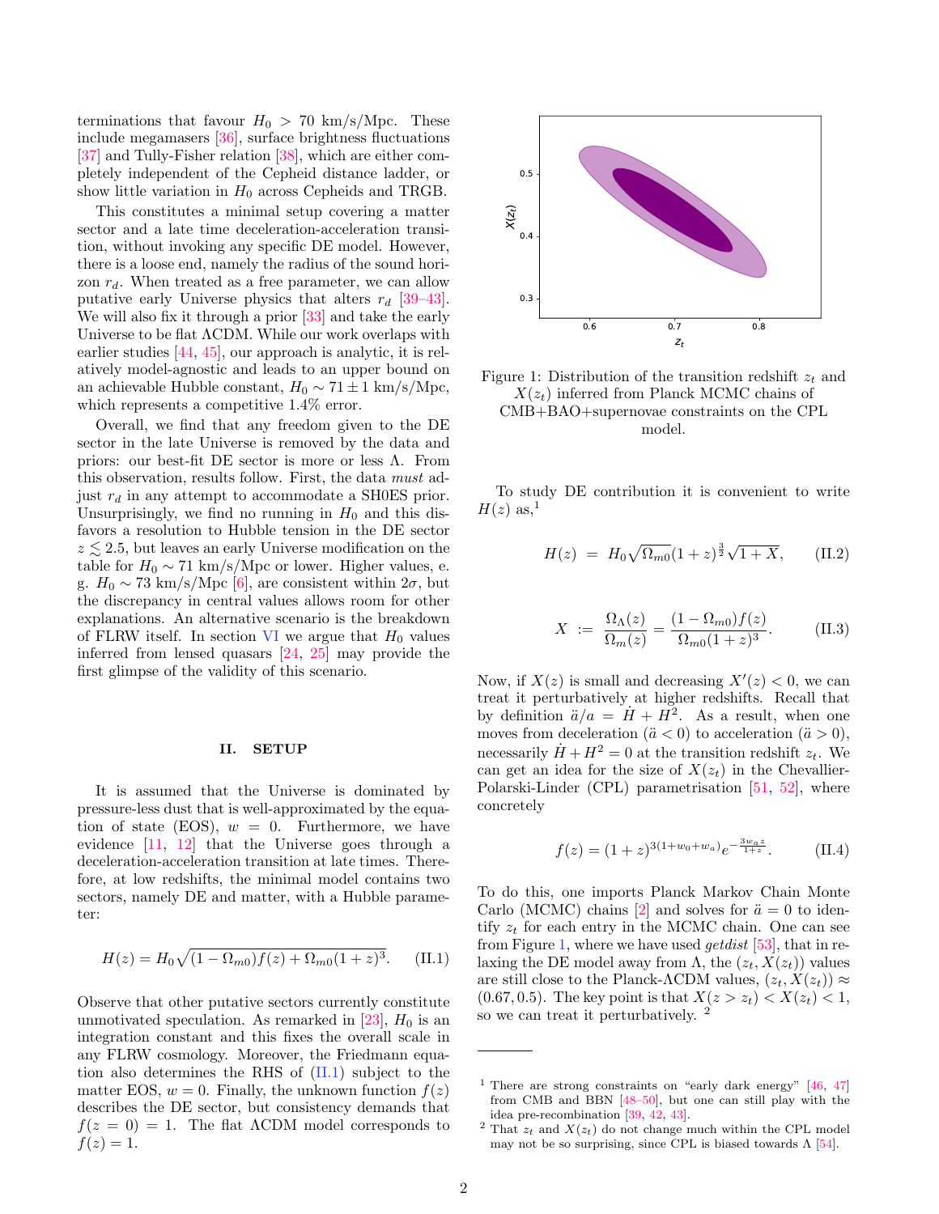terminations that favour $H_0 > 70$ km/s/Mpc. These include megamasers [36], surface brightness fluctuations [37] and Tully-Fisher relation [38], which are either completely independent of the Cepheid distance ladder, or show little variation in $H_0$ across Cepheids and TRGB.

This constitutes a minimal setup covering a matter sector and a late time deceleration-acceleration transition, without invoking any specific DE model. However, there is a loose end, namely the radius of the sound horizon $r_d$. When treated as a free parameter, we can allow putative early Universe physics that alters $r_d$ [39–43]. We will also fix it through a prior [33] and take the early Universe to be flat ΛCDM. While our work overlaps with earlier studies [44, 45], our approach is analytic, it is relatively model-agnostic and leads to an upper bound on an achievable Hubble constant, $H_0 \sim 71 \pm 1$ km/s/Mpc, which represents a competitive 1.4% error.

Overall, we find that any freedom given to the DE sector in the late Universe is removed by the data and priors: our best-fit DE sector is more or less Λ. From this observation, results follow. First, the data *must* adjust $r_d$ in any attempt to accommodate a SH0ES prior. Unsurprisingly, we find no running in $H_0$ and this disfavors a resolution to Hubble tension in the DE sector $z \lesssim 2.5$, but leaves an early Universe modification on the table for $H_0 \sim 71$ km/s/Mpc or lower. Higher values, e. g. $H_0 \sim 73$ km/s/Mpc [6], are consistent within $2\sigma$, but the discrepancy in central values allows room for other explanations. An alternative scenario is the breakdown of FLRW itself. In section VI we argue that $H_0$ values inferred from lensed quasars [24, 25] may provide the first glimpse of the validity of this scenario.

## II. SETUP

It is assumed that the Universe is dominated by pressure-less dust that is well-approximated by the equation of state (EOS), $w = 0$. Furthermore, we have evidence [11, 12] that the Universe goes through a deceleration-acceleration transition at late times. Therefore, at low redshifts, the minimal model contains two sectors, namely DE and matter, with a Hubble parameter:

$$H(z) = H_0 \sqrt{(1-\Omega_{m0}) f(z) + \Omega_{m0}(1+z)^3}. \qquad \text{(II.1)}$$

Observe that other putative sectors currently constitute unmotivated speculation. As remarked in [23], $H_0$ is an integration constant and this fixes the overall scale in any FLRW cosmology. Moreover, the Friedmann equation also determines the RHS of (II.1) subject to the matter EOS, $w = 0$. Finally, the unknown function $f(z)$ describes the DE sector, but consistency demands that $f(z=0) = 1$. The flat ΛCDM model corresponds to $f(z) = 1$.

Figure 1: Distribution of the transition redshift $z_t$ and $X(z_t)$ inferred from Planck MCMC chains of CMB+BAO+supernovae constraints on the CPL model.

To study DE contribution it is convenient to write $H(z)$ as,[1]

$$H(z) = H_0 \sqrt{\Omega_{m0}} (1+z)^{\frac{3}{2}} \sqrt{1+X}, \qquad \text{(II.2)}$$

$$X := \frac{\Omega_\Lambda(z)}{\Omega_m(z)} = \frac{(1-\Omega_{m0}) f(z)}{\Omega_{m0}(1+z)^3}. \qquad \text{(II.3)}$$

Now, if $X(z)$ is small and decreasing $X'(z) < 0$, we can treat it perturbatively at higher redshifts. Recall that by definition $\ddot{a}/a = \dot{H} + H^2$. As a result, when one moves from deceleration ($\ddot{a} < 0$) to acceleration ($\ddot{a} > 0$), necessarily $\dot{H} + H^2 = 0$ at the transition redshift $z_t$. We can get an idea for the size of $X(z_t)$ in the Chevallier-Polarski-Linder (CPL) parametrisation [51, 52], where concretely

$$f(z) = (1+z)^{3(1+w_0+w_a)} e^{-\frac{3 w_a z}{1+z}}. \qquad \text{(II.4)}$$

To do this, one imports Planck Markov Chain Monte Carlo (MCMC) chains [2] and solves for $\ddot{a} = 0$ to identify $z_t$ for each entry in the MCMC chain. One can see from Figure 1, where we have used *getdist* [53], that in relaxing the DE model away from Λ, the $(z_t, X(z_t))$ values are still close to the Planck-ΛCDM values, $(z_t, X(z_t)) \approx (0.67, 0.5)$. The key point is that $X(z > z_t) < X(z_t) < 1$, so we can treat it perturbatively. [2]

[1] There are strong constraints on "early dark energy" [46, 47] from CMB and BBN [48–50], but one can still play with the idea pre-recombination [39, 42, 43].

[2] That $z_t$ and $X(z_t)$ do not change much within the CPL model may not be so surprising, since CPL is biased towards Λ [54].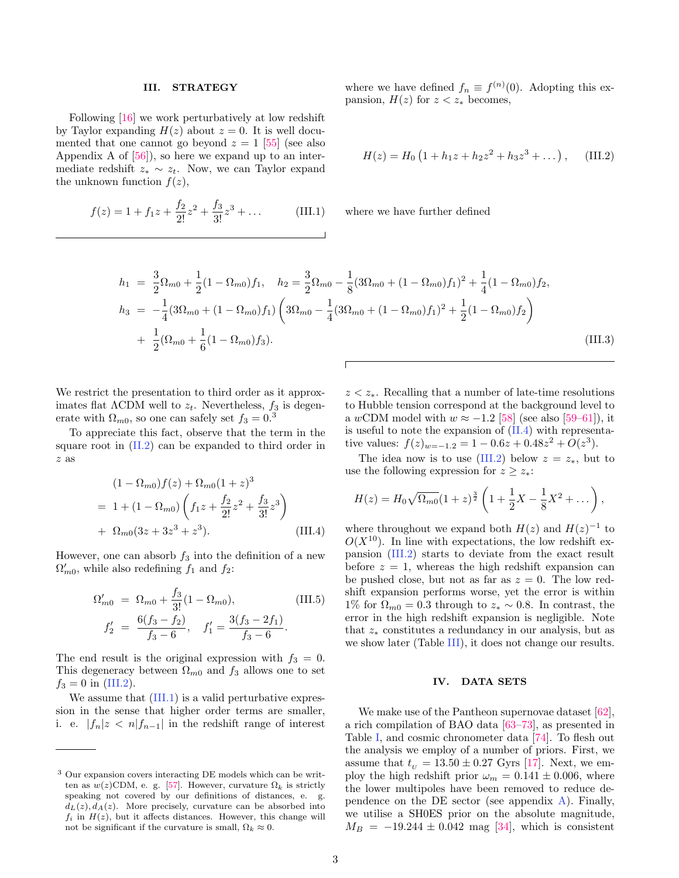## III. STRATEGY

Following [16] we work perturbatively at low redshift by Taylor expanding $H(z)$ about $z = 0$. It is well documented that one cannot go beyond $z = 1$ [55] (see also Appendix A of [56]), so here we expand up to an intermediate redshift $z_* \sim z_t$. Now, we can Taylor expand the unknown function $f(z)$,

$$f(z) = 1 + f_1 z + \frac{f_2}{2!} z^2 + \frac{f_3}{3!} z^3 + \dots \tag{III.1}$$

where we have defined $f_n \equiv f^{(n)}(0)$. Adopting this expansion, $H(z)$ for $z < z_*$ becomes,

$$H(z) = H_0 \left(1 + h_1 z + h_2 z^2 + h_3 z^3 + \dots \right), \tag{III.2}$$

where we have further defined

$$\begin{aligned}
h_1 &= \frac{3}{2}\Omega_{m0} + \frac{1}{2}(1-\Omega_{m0}) f_1, \quad h_2 = \frac{3}{2}\Omega_{m0} - \frac{1}{8}(3\Omega_{m0} + (1-\Omega_{m0})f_1)^2 + \frac{1}{4}(1-\Omega_{m0}) f_2, \\
h_3 &= -\frac{1}{4}(3\Omega_{m0} + (1-\Omega_{m0})f_1)\left(3\Omega_{m0} - \frac{1}{4}(3\Omega_{m0} + (1-\Omega_{m0})f_1)^2 + \frac{1}{2}(1-\Omega_{m0}) f_2\right) \\
&+ \frac{1}{2}(\Omega_{m0} + \frac{1}{6}(1-\Omega_{m0}) f_3).
\end{aligned} \tag{III.3}$$

We restrict the presentation to third order as it approximates flat ΛCDM well to $z_t$. Nevertheless, $f_3$ is degenerate with $\Omega_{m0}$, so one can safely set $f_3 = 0$.[3]

To appreciate this fact, observe that the term in the square root in (II.2) can be expanded to third order in $z$ as

$$\begin{aligned}
& (1-\Omega_{m0}) f(z) + \Omega_{m0}(1+z)^3 \\
&= 1 + (1-\Omega_{m0})\left(f_1 z + \frac{f_2}{2!} z^2 + \frac{f_3}{3!} z^3\right) \\
&+ \Omega_{m0}(3z + 3z^3 + z^3).
\end{aligned} \tag{III.4}$$

However, one can absorb $f_3$ into the definition of a new $\Omega'_{m0}$, while also redefining $f_1$ and $f_2$:

$$\begin{aligned}
\Omega'_{m0} &= \Omega_{m0} + \frac{f_3}{3!}(1-\Omega_{m0}), \\
f'_2 &= \frac{6(f_3 - f_2)}{f_3 - 6}, \quad f'_1 = \frac{3(f_3 - 2f_1)}{f_3 - 6}.
\end{aligned} \tag{III.5}$$

The end result is the original expression with $f_3 = 0$. This degeneracy between $\Omega_{m0}$ and $f_3$ allows one to set $f_3 = 0$ in (III.2).

We assume that (III.1) is a valid perturbative expression in the sense that higher order terms are smaller, i. e. $|f_n| z < n|f_{n-1}|$ in the redshift range of interest $z < z_*$. Recalling that a number of late-time resolutions to Hubble tension correspond at the background level to a $w$CDM model with $w \approx -1.2$ [58] (see also [59–61]), it is useful to note the expansion of (II.4) with representative values: $f(z)_{w=-1.2} = 1 - 0.6z + 0.48z^2 + O(z^3)$.

The idea now is to use (III.2) below $z = z_*$, but to use the following expression for $z \geq z_*$:

$$H(z) = H_0 \sqrt{\Omega_{m0}} (1+z)^{\frac{3}{2}} \left(1 + \frac{1}{2}X - \frac{1}{8}X^2 + \dots \right),$$

where throughout we expand both $H(z)$ and $H(z)^{-1}$ to $O(X^{10})$. In line with expectations, the low redshift expansion (III.2) starts to deviate from the exact result before $z = 1$, whereas the high redshift expansion can be pushed close, but not as far as $z = 0$. The low redshift expansion performs worse, yet the error is within 1% for $\Omega_{m0} = 0.3$ through to $z_* \sim 0.8$. In contrast, the error in the high redshift expansion is negligible. Note that $z_*$ constitutes a redundancy in our analysis, but as we show later (Table III), it does not change our results.

## IV. DATA SETS

We make use of the Pantheon supernovae dataset [62], a rich compilation of BAO data [63–73], as presented in Table I, and cosmic chronometer data [74]. To flesh out the analysis we employ of a number of priors. First, we assume that $t_U = 13.50 \pm 0.27$ Gyrs [17]. Next, we employ the high redshift prior $\omega_m = 0.141 \pm 0.006$, where the lower multipoles have been removed to reduce dependence on the DE sector (see appendix A). Finally, we utilise a SH0ES prior on the absolute magnitude, $M_B = -19.244 \pm 0.042$ mag [34], which is consistent

[3] Our expansion covers interacting DE models which can be written as $w(z)$CDM, e. g. [57]. However, curvature $\Omega_k$ is strictly speaking not covered by our definitions of distances, e. g. $d_L(z), d_A(z)$. More precisely, curvature can be absorbed into $f_i$ in $H(z)$, but it affects distances. However, this change will not be significant if the curvature is small, $\Omega_k \approx 0$.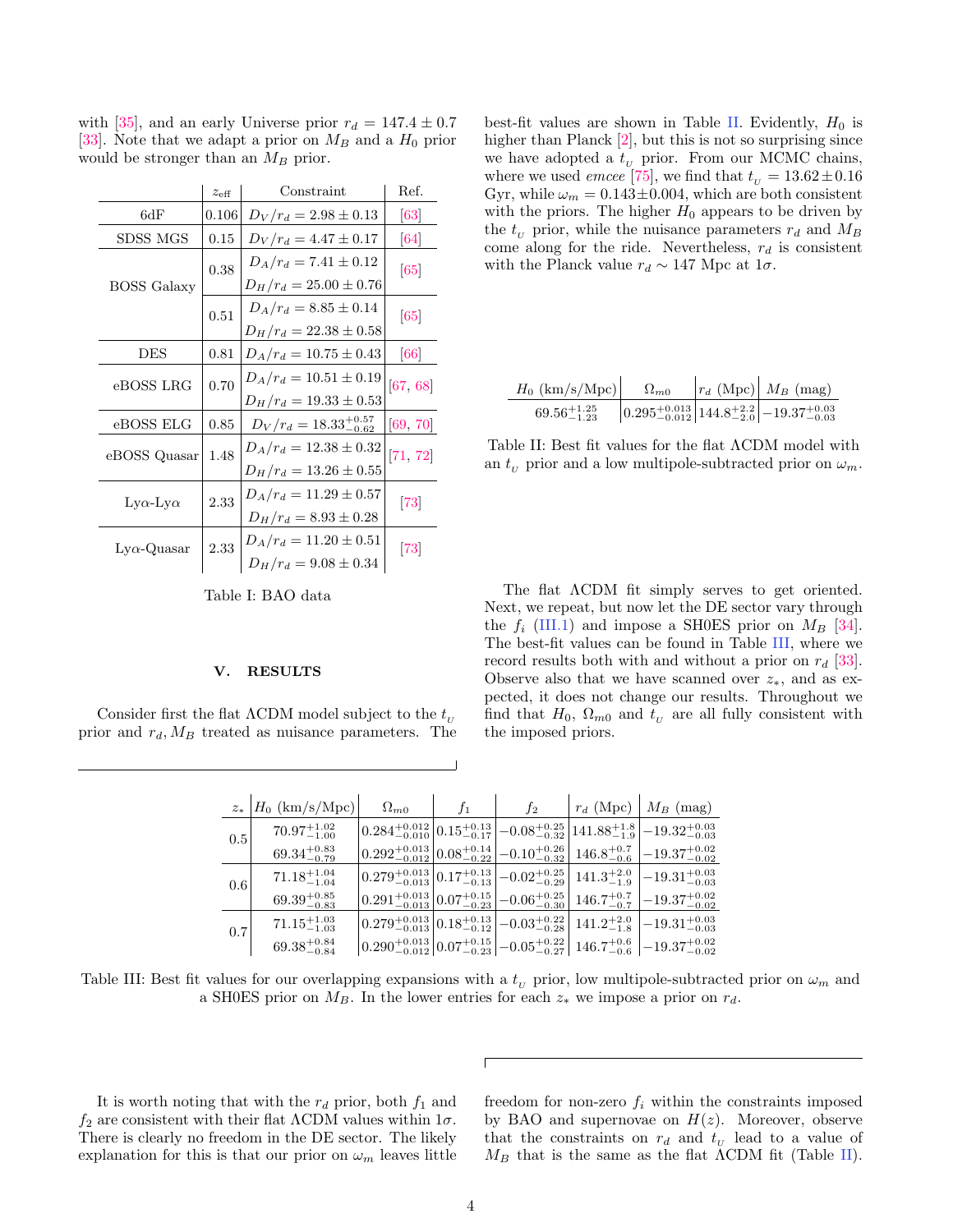with [35], and an early Universe prior $r_d = 147.4 \pm 0.7$ [33]. Note that we adapt a prior on $M_B$ and a $H_0$ prior would be stronger than an $M_B$ prior.

| | $z_{\rm eff}$ | Constraint | Ref. |
|---|---|---|---|
| 6dF | 0.106 | $D_V/r_d = 2.98 \pm 0.13$ | [63] |
| SDSS MGS | 0.15 | $D_V/r_d = 4.47 \pm 0.17$ | [64] |
| BOSS Galaxy | 0.38 | $D_A/r_d = 7.41 \pm 0.12$ | [65] |
| | | $D_H/r_d = 25.00 \pm 0.76$ | |
| | 0.51 | $D_A/r_d = 8.85 \pm 0.14$ | [65] |
| | | $D_H/r_d = 22.38 \pm 0.58$ | |
| DES | 0.81 | $D_A/r_d = 10.75 \pm 0.43$ | [66] |
| eBOSS LRG | 0.70 | $D_A/r_d = 10.51 \pm 0.19$ | [67, 68] |
| | | $D_H/r_d = 19.33 \pm 0.53$ | |
| eBOSS ELG | 0.85 | $D_V/r_d = 18.33^{+0.57}_{-0.62}$ | [69, 70] |
| eBOSS Quasar | 1.48 | $D_A/r_d = 12.38 \pm 0.32$ | [71, 72] |
| | | $D_H/r_d = 13.26 \pm 0.55$ | |
| Ly$\alpha$-Ly$\alpha$ | 2.33 | $D_A/r_d = 11.29 \pm 0.57$ | [73] |
| | | $D_H/r_d = 8.93 \pm 0.28$ | |
| Ly$\alpha$-Quasar | 2.33 | $D_A/r_d = 11.20 \pm 0.51$ | [73] |
| | | $D_H/r_d = 9.08 \pm 0.34$ | |

Table I: BAO data

## V. RESULTS

Consider first the flat ΛCDM model subject to the $t_U$ prior and $r_d, M_B$ treated as nuisance parameters. The best-fit values are shown in Table II. Evidently, $H_0$ is higher than Planck [2], but this is not so surprising since we have adopted a $t_U$ prior. From our MCMC chains, where we used *emcee* [75], we find that $t_U = 13.62 \pm 0.16$ Gyr, while $\omega_m = 0.143 \pm 0.004$, which are both consistent with the priors. The higher $H_0$ appears to be driven by the $t_U$ prior, while the nuisance parameters $r_d$ and $M_B$ come along for the ride. Nevertheless, $r_d$ is consistent with the Planck value $r_d \sim 147$ Mpc at $1\sigma$.

| $H_0$ (km/s/Mpc) | $\Omega_{m0}$ | $r_d$ (Mpc) | $M_B$ (mag) |
|---|---|---|---|
| $69.56^{+1.25}_{-1.23}$ | $0.295^{+0.013}_{-0.012}$ | $144.8^{+2.2}_{-2.0}$ | $-19.37^{+0.03}_{-0.03}$ |

Table II: Best fit values for the flat ΛCDM model with an $t_U$ prior and a low multipole-subtracted prior on $\omega_m$.

The flat ΛCDM fit simply serves to get oriented. Next, we repeat, but now let the DE sector vary through the $f_i$ (III.1) and impose a SH0ES prior on $M_B$ [34]. The best-fit values can be found in Table III, where we record results both with and without a prior on $r_d$ [33]. Observe also that we have scanned over $z_*$, and as expected, it does not change our results. Throughout we find that $H_0$, $\Omega_{m0}$ and $t_U$ are all fully consistent with the imposed priors.

| $z_*$ | $H_0$ (km/s/Mpc) | $\Omega_{m0}$ | $f_1$ | $f_2$ | $r_d$ (Mpc) | $M_B$ (mag) |
|---|---|---|---|---|---|---|
| 0.5 | $70.97^{+1.02}_{-1.00}$ | $0.284^{+0.012}_{-0.010}$ | $0.15^{+0.13}_{-0.17}$ | $-0.08^{+0.25}_{-0.32}$ | $141.88^{+1.8}_{-1.9}$ | $-19.32^{+0.03}_{-0.03}$ |
| | $69.34^{+0.83}_{-0.79}$ | $0.292^{+0.013}_{-0.012}$ | $0.08^{+0.14}_{-0.22}$ | $-0.10^{+0.26}_{-0.32}$ | $146.8^{+0.7}_{-0.6}$ | $-19.37^{+0.02}_{-0.02}$ |
| 0.6 | $71.18^{+1.04}_{-1.04}$ | $0.279^{+0.013}_{-0.013}$ | $0.17^{+0.13}_{-0.13}$ | $-0.02^{+0.25}_{-0.29}$ | $141.3^{+2.0}_{-1.9}$ | $-19.31^{+0.03}_{-0.03}$ |
| | $69.39^{+0.85}_{-0.83}$ | $0.291^{+0.013}_{-0.013}$ | $0.07^{+0.15}_{-0.23}$ | $-0.06^{+0.25}_{-0.30}$ | $146.7^{+0.7}_{-0.7}$ | $-19.37^{+0.02}_{-0.02}$ |
| 0.7 | $71.15^{+1.03}_{-1.03}$ | $0.279^{+0.013}_{-0.013}$ | $0.18^{+0.13}_{-0.12}$ | $-0.03^{+0.22}_{-0.28}$ | $141.2^{+2.0}_{-1.8}$ | $-19.31^{+0.03}_{-0.03}$ |
| | $69.38^{+0.84}_{-0.84}$ | $0.290^{+0.013}_{-0.012}$ | $0.07^{+0.15}_{-0.23}$ | $-0.05^{+0.22}_{-0.27}$ | $146.7^{+0.6}_{-0.6}$ | $-19.37^{+0.02}_{-0.02}$ |

Table III: Best fit values for our overlapping expansions with a $t_U$ prior, low multipole-subtracted prior on $\omega_m$ and a SH0ES prior on $M_B$. In the lower entries for each $z_*$ we impose a prior on $r_d$.

It is worth noting that with the $r_d$ prior, both $f_1$ and $f_2$ are consistent with their flat ΛCDM values within $1\sigma$. There is clearly no freedom in the DE sector. The likely explanation for this is that our prior on $\omega_m$ leaves little freedom for non-zero $f_i$ within the constraints imposed by BAO and supernovae on $H(z)$. Moreover, observe that the constraints on $r_d$ and $t_U$ lead to a value of $M_B$ that is the same as the flat ΛCDM fit (Table II).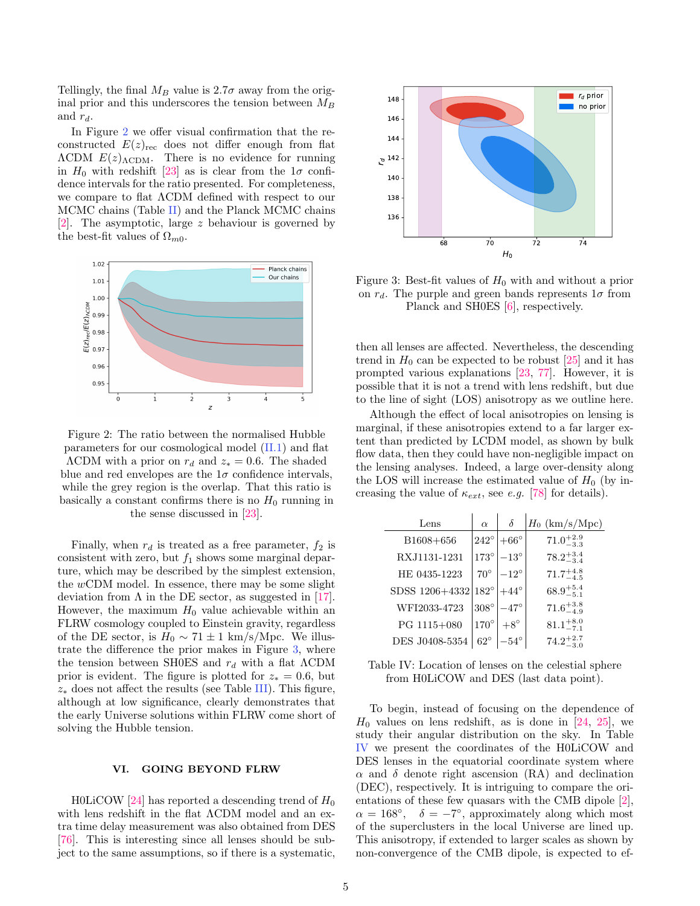Tellingly, the final $M_B$ value is $2.7\sigma$ away from the original prior and this underscores the tension between $M_B$ and $r_d$.

In Figure 2 we offer visual confirmation that the reconstructed $E(z)_{\text{rec}}$ does not differ enough from flat ΛCDM $E(z)_{\Lambda\text{CDM}}$. There is no evidence for running in $H_0$ with redshift [23] as is clear from the $1\sigma$ confidence intervals for the ratio presented. For completeness, we compare to flat ΛCDM defined with respect to our MCMC chains (Table II) and the Planck MCMC chains [2]. The asymptotic, large $z$ behaviour is governed by the best-fit values of $\Omega_{m0}$.

Figure 2: The ratio between the normalised Hubble parameters for our cosmological model (II.1) and flat ΛCDM with a prior on $r_d$ and $z_* = 0.6$. The shaded blue and red envelopes are the $1\sigma$ confidence intervals, while the grey region is the overlap. That this ratio is basically a constant confirms there is no $H_0$ running in the sense discussed in [23].

Finally, when $r_d$ is treated as a free parameter, $f_2$ is consistent with zero, but $f_1$ shows some marginal departure, which may be described by the simplest extension, the $w$CDM model. In essence, there may be some slight deviation from Λ in the DE sector, as suggested in [17]. However, the maximum $H_0$ value achievable within an FLRW cosmology coupled to Einstein gravity, regardless of the DE sector, is $H_0 \sim 71 \pm 1$ km/s/Mpc. We illustrate the difference the prior makes in Figure 3, where the tension between SH0ES and $r_d$ with a flat ΛCDM prior is evident. The figure is plotted for $z_* = 0.6$, but $z_*$ does not affect the results (see Table III). This figure, although at low significance, clearly demonstrates that the early Universe solutions within FLRW come short of solving the Hubble tension.

## VI. GOING BEYOND FLRW

H0LiCOW [24] has reported a descending trend of $H_0$ with lens redshift in the flat ΛCDM model and an extra time delay measurement was also obtained from DES [76]. This is interesting since all lenses should be subject to the same assumptions, so if there is a systematic,

Figure 3: Best-fit values of $H_0$ with and without a prior on $r_d$. The purple and green bands represents $1\sigma$ from Planck and SH0ES [6], respectively.

then all lenses are affected. Nevertheless, the descending trend in $H_0$ can be expected to be robust [25] and it has prompted various explanations [23, 77]. However, it is possible that it is not a trend with lens redshift, but due to the line of sight (LOS) anisotropy as we outline here.

Although the effect of local anisotropies on lensing is marginal, if these anisotropies extend to a far larger extent than predicted by LCDM model, as shown by bulk flow data, then they could have non-negligible impact on the lensing analyses. Indeed, a large over-density along the LOS will increase the estimated value of $H_0$ (by increasing the value of $\kappa_{ext}$, see *e.g.* [78] for details).

| Lens | $\alpha$ | $\delta$ | $H_0$ (km/s/Mpc) |
|---|---|---|---|
| B1608+656 | 242° | +66° | $71.0^{+2.9}_{-3.3}$ |
| RXJ1131-1231 | 173° | −13° | $78.2^{+3.4}_{-3.4}$ |
| HE 0435-1223 | 70° | −12° | $71.7^{+4.8}_{-4.5}$ |
| SDSS 1206+4332 | 182° | +44° | $68.9^{+5.4}_{-5.1}$ |
| WFI2033-4723 | 308° | −47° | $71.6^{+3.8}_{-4.9}$ |
| PG 1115+080 | 170° | +8° | $81.1^{+8.0}_{-7.1}$ |
| DES J0408-5354 | 62° | −54° | $74.2^{+2.7}_{-3.0}$ |

Table IV: Location of lenses on the celestial sphere from H0LiCOW and DES (last data point).

To begin, instead of focusing on the dependence of $H_0$ values on lens redshift, as is done in [24, 25], we study their angular distribution on the sky. In Table IV we present the coordinates of the H0LiCOW and DES lenses in the equatorial coordinate system where $\alpha$ and $\delta$ denote right ascension (RA) and declination (DEC), respectively. It is intriguing to compare the orientations of these few quasars with the CMB dipole [2], $\alpha = 168°$, $\delta = -7°$, approximately along which most of the superclusters in the local Universe are lined up. This anisotropy, if extended to larger scales as shown by non-convergence of the CMB dipole, is expected to ef-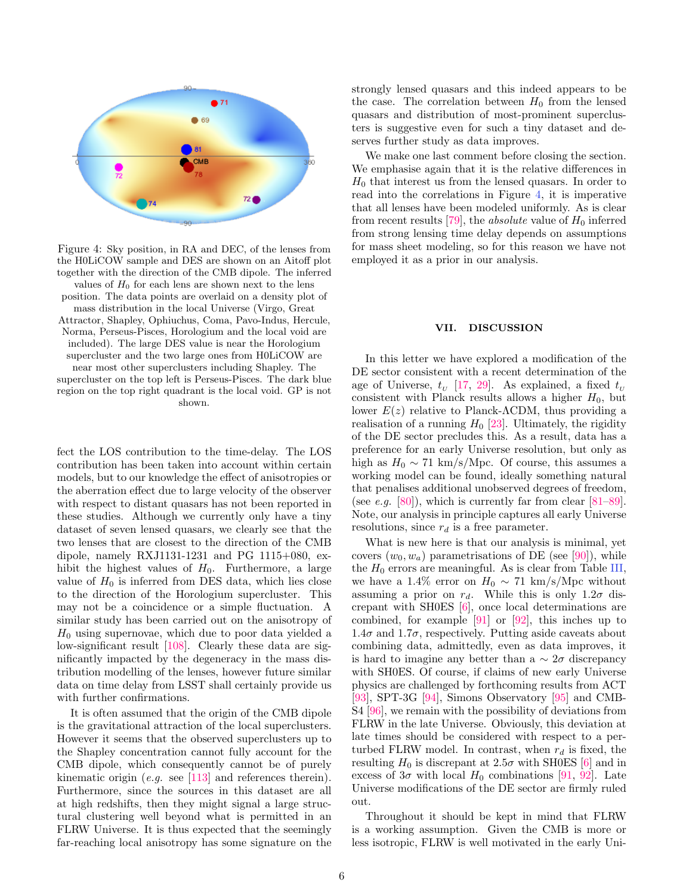Figure 4: Sky position, in RA and DEC, of the lenses from the H0LiCOW sample and DES are shown on an Aitoff plot together with the direction of the CMB dipole. The inferred values of $H_0$ for each lens are shown next to the lens position. The data points are overlaid on a density plot of mass distribution in the local Universe (Virgo, Great Attractor, Shapley, Ophiuchus, Coma, Pavo-Indus, Hercule, Norma, Perseus-Pisces, Horologium and the local void are included). The large DES value is near the Horologium supercluster and the two large ones from H0LiCOW are near most other superclusters including Shapley. The supercluster on the top left is Perseus-Pisces. The dark blue region on the top right quadrant is the local void. GP is not shown.

fect the LOS contribution to the time-delay. The LOS contribution has been taken into account within certain models, but to our knowledge the effect of anisotropies or the aberration effect due to large velocity of the observer with respect to distant quasars has not been reported in these studies. Although we currently only have a tiny dataset of seven lensed quasars, we clearly see that the two lenses that are closest to the direction of the CMB dipole, namely RXJ1131-1231 and PG 1115+080, exhibit the highest values of $H_0$. Furthermore, a large value of $H_0$ is inferred from DES data, which lies close to the direction of the Horologium supercluster. This may not be a coincidence or a simple fluctuation. A similar study has been carried out on the anisotropy of $H_0$ using supernovae, which due to poor data yielded a low-significant result [108]. Clearly these data are significantly impacted by the degeneracy in the mass distribution modelling of the lenses, however future similar data on time delay from LSST shall certainly provide us with further confirmations.

It is often assumed that the origin of the CMB dipole is the gravitational attraction of the local superclusters. However it seems that the observed superclusters up to the Shapley concentration cannot fully account for the CMB dipole, which consequently cannot be of purely kinematic origin (*e.g.* see [113] and references therein). Furthermore, since the sources in this dataset are all at high redshifts, then they might signal a large structural clustering well beyond what is permitted in an FLRW Universe. It is thus expected that the seemingly far-reaching local anisotropy has some signature on the strongly lensed quasars and this indeed appears to be the case. The correlation between $H_0$ from the lensed quasars and distribution of most-prominent superclusters is suggestive even for such a tiny dataset and deserves further study as data improves.

We make one last comment before closing the section. We emphasise again that it is the relative differences in $H_0$ that interest us from the lensed quasars. In order to read into the correlations in Figure 4, it is imperative that all lenses have been modeled uniformly. As is clear from recent results [79], the *absolute* value of $H_0$ inferred from strong lensing time delay depends on assumptions for mass sheet modeling, so for this reason we have not employed it as a prior in our analysis.

## VII. DISCUSSION

In this letter we have explored a modification of the DE sector consistent with a recent determination of the age of Universe, $t_U$ [17, 29]. As explained, a fixed $t_U$ consistent with Planck results allows a higher $H_0$, but lower $E(z)$ relative to Planck-ΛCDM, thus providing a realisation of a running $H_0$ [23]. Ultimately, the rigidity of the DE sector precludes this. As a result, data has a preference for an early Universe resolution, but only as high as $H_0 \sim 71$ km/s/Mpc. Of course, this assumes a working model can be found, ideally something natural that penalises additional unobserved degrees of freedom, (see *e.g.* [80]), which is currently far from clear [81–89]. Note, our analysis in principle captures all early Universe resolutions, since $r_d$ is a free parameter.

What is new here is that our analysis is minimal, yet covers $(w_0, w_a)$ parametrisations of DE (see [90]), while the $H_0$ errors are meaningful. As is clear from Table III, we have a 1.4% error on $H_0 \sim 71$ km/s/Mpc without assuming a prior on $r_d$. While this is only $1.2\sigma$ discrepant with SH0ES [6], once local determinations are combined, for example [91] or [92], this inches up to $1.4\sigma$ and $1.7\sigma$, respectively. Putting aside caveats about combining data, admittedly, even as data improves, it is hard to imagine any better than a $\sim 2\sigma$ discrepancy with SH0ES. Of course, if claims of new early Universe physics are challenged by forthcoming results from ACT [93], SPT-3G [94], Simons Observatory [95] and CMB-S4 [96], we remain with the possibility of deviations from FLRW in the late Universe. Obviously, this deviation at late times should be considered with respect to a perturbed FLRW model. In contrast, when $r_d$ is fixed, the resulting $H_0$ is discrepant at $2.5\sigma$ with SH0ES [6] and in excess of $3\sigma$ with local $H_0$ combinations [91, 92]. Late Universe modifications of the DE sector are firmly ruled out.

Throughout it should be kept in mind that FLRW is a working assumption. Given the CMB is more or less isotropic, FLRW is well motivated in the early Uni-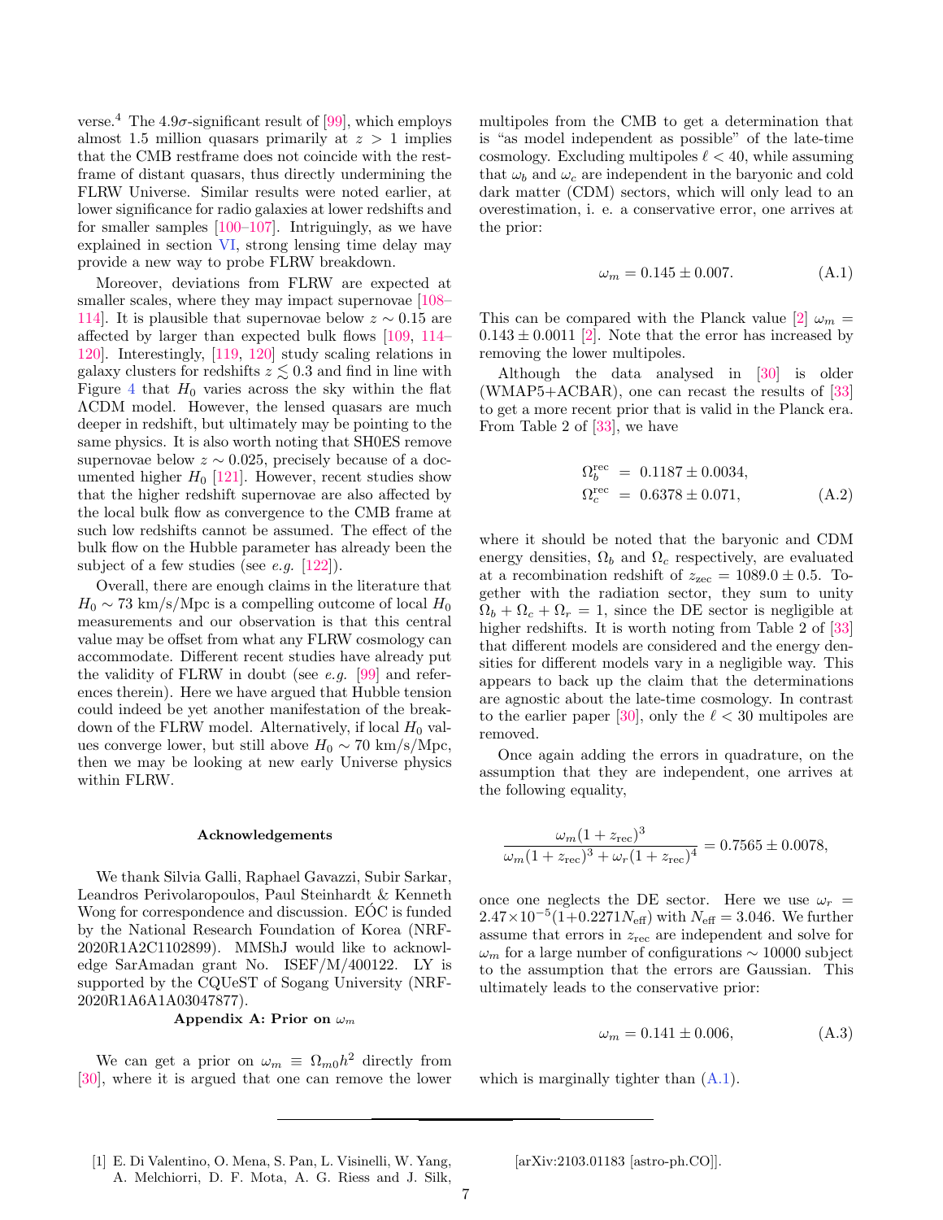verse.[4] The 4.9$\sigma$-significant result of [99], which employs almost 1.5 million quasars primarily at $z > 1$ implies that the CMB restframe does not coincide with the restframe of distant quasars, thus directly undermining the FLRW Universe. Similar results were noted earlier, at lower significance for radio galaxies at lower redshifts and for smaller samples [100–107]. Intriguingly, as we have explained in section VI, strong lensing time delay may provide a new way to probe FLRW breakdown.

Moreover, deviations from FLRW are expected at smaller scales, where they may impact supernovae [108–114]. It is plausible that supernovae below $z \sim 0.15$ are affected by larger than expected bulk flows [109, 114–120]. Interestingly, [119, 120] study scaling relations in galaxy clusters for redshifts $z \lesssim 0.3$ and find in line with Figure 4 that $H_0$ varies across the sky within the flat ΛCDM model. However, the lensed quasars are much deeper in redshift, but ultimately may be pointing to the same physics. It is also worth noting that SH0ES remove supernovae below $z \sim 0.025$, precisely because of a documented higher $H_0$ [121]. However, recent studies show that the higher redshift supernovae are also affected by the local bulk flow as convergence to the CMB frame at such low redshifts cannot be assumed. The effect of the bulk flow on the Hubble parameter has already been the subject of a few studies (see *e.g.* [122]).

Overall, there are enough claims in the literature that $H_0 \sim 73$ km/s/Mpc is a compelling outcome of local $H_0$ measurements and our observation is that this central value may be offset from what any FLRW cosmology can accommodate. Different recent studies have already put the validity of FLRW in doubt (see *e.g.* [99] and references therein). Here we have argued that Hubble tension could indeed be yet another manifestation of the breakdown of the FLRW model. Alternatively, if local $H_0$ values converge lower, but still above $H_0 \sim 70$ km/s/Mpc, then we may be looking at new early Universe physics within FLRW.

### Acknowledgements

We thank Silvia Galli, Raphael Gavazzi, Subir Sarkar, Leandros Perivolaropoulos, Paul Steinhardt & Kenneth Wong for correspondence and discussion. EÓC is funded by the National Research Foundation of Korea (NRF-2020R1A2C1102899). MMShJ would like to acknowledge SarAmadan grant No. ISEF/M/400122. LY is supported by the CQUeST of Sogang University (NRF-2020R1A6A1A03047877).

### Appendix A: Prior on $\omega_m$

We can get a prior on $\omega_m \equiv \Omega_{m0} h^2$ directly from [30], where it is argued that one can remove the lower multipoles from the CMB to get a determination that is "as model independent as possible" of the late-time cosmology. Excluding multipoles $\ell < 40$, while assuming that $\omega_b$ and $\omega_c$ are independent in the baryonic and cold dark matter (CDM) sectors, which will only lead to an overestimation, i. e. a conservative error, one arrives at the prior:

$$\omega_m = 0.145 \pm 0.007. \tag{A.1}$$

This can be compared with the Planck value [2] $\omega_m = 0.143 \pm 0.0011$ [2]. Note that the error has increased by removing the lower multipoles.

Although the data analysed in [30] is older (WMAP5+ACBAR), one can recast the results of [33] to get a more recent prior that is valid in the Planck era. From Table 2 of [33], we have

$$\begin{aligned} \Omega_b^{\text{rec}} &= 0.1187 \pm 0.0034, \\ \Omega_c^{\text{rec}} &= 0.6378 \pm 0.071, \end{aligned} \tag{A.2}$$

where it should be noted that the baryonic and CDM energy densities, $\Omega_b$ and $\Omega_c$ respectively, are evaluated at a recombination redshift of $z_{\text{zec}} = 1089.0 \pm 0.5$. Together with the radiation sector, they sum to unity $\Omega_b + \Omega_c + \Omega_r = 1$, since the DE sector is negligible at higher redshifts. It is worth noting from Table 2 of [33] that different models are considered and the energy densities for different models vary in a negligible way. This appears to back up the claim that the determinations are agnostic about the late-time cosmology. In contrast to the earlier paper [30], only the $\ell < 30$ multipoles are removed.

Once again adding the errors in quadrature, on the assumption that they are independent, one arrives at the following equality,

$$\frac{\omega_m (1+z_{\text{rec}})^3}{\omega_m (1+z_{\text{rec}})^3 + \omega_r (1+z_{\text{rec}})^4} = 0.7565 \pm 0.0078,$$

once one neglects the DE sector. Here we use $\omega_r = 2.47 \times 10^{-5} (1 + 0.2271 N_{\text{eff}})$ with $N_{\text{eff}} = 3.046$. We further assume that errors in $z_{\text{rec}}$ are independent and solve for $\omega_m$ for a large number of configurations $\sim 10000$ subject to the assumption that the errors are Gaussian. This ultimately leads to the conservative prior:

$$\omega_m = 0.141 \pm 0.006, \tag{A.3}$$

which is marginally tighter than (A.1).

---

[1] E. Di Valentino, O. Mena, S. Pan, L. Visinelli, W. Yang, A. Melchiorri, D. F. Mota, A. G. Riess and J. Silk, [arXiv:2103.01183 [astro-ph.CO]].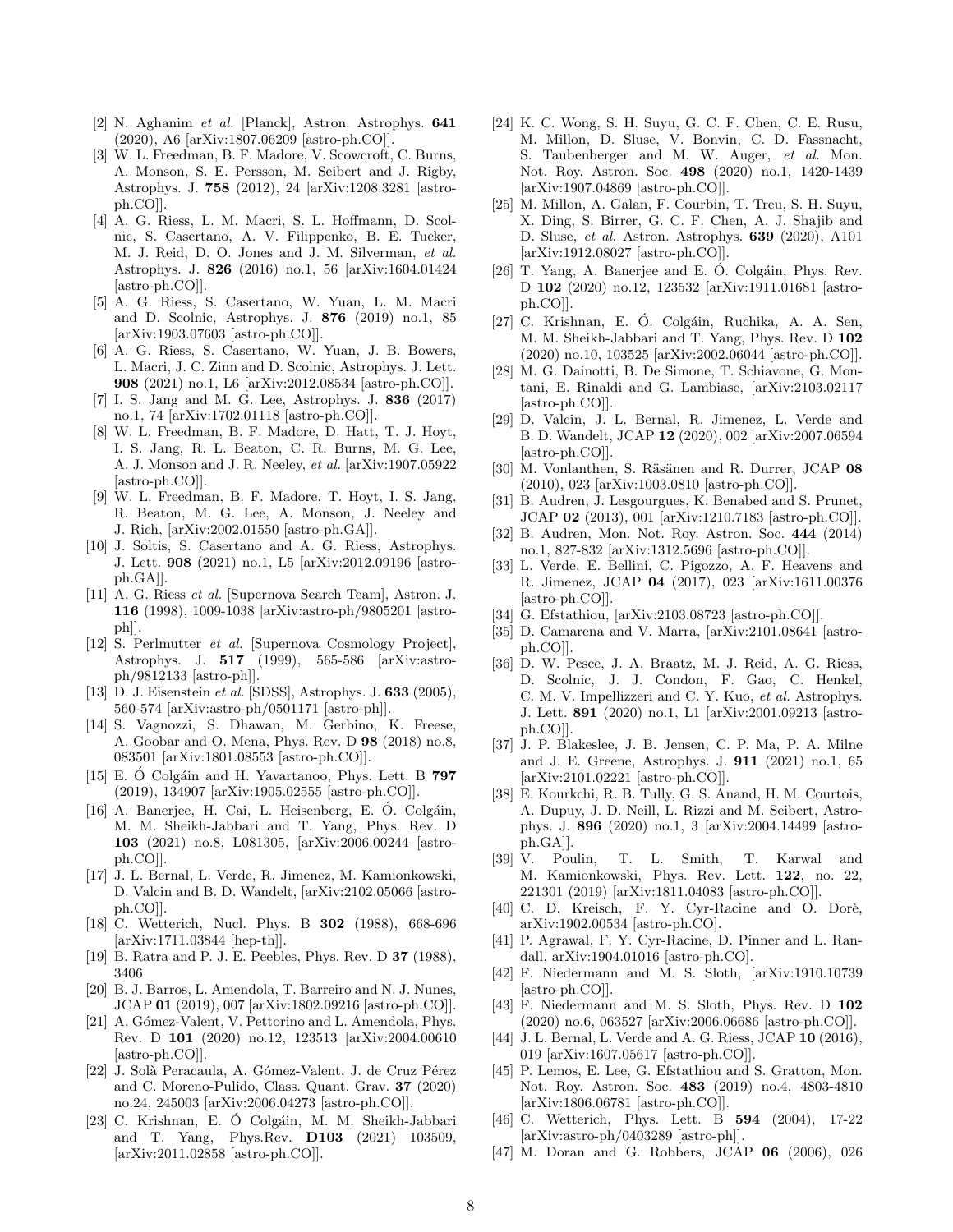[2] N. Aghanim *et al.* [Planck], Astron. Astrophys. **641** (2020), A6 [arXiv:1807.06209 [astro-ph.CO]].

[3] W. L. Freedman, B. F. Madore, V. Scowcroft, C. Burns, A. Monson, S. E. Persson, M. Seibert and J. Rigby, Astrophys. J. **758** (2012), 24 [arXiv:1208.3281 [astro-ph.CO]].

[4] A. G. Riess, L. M. Macri, S. L. Hoffmann, D. Scolnic, S. Casertano, A. V. Filippenko, B. E. Tucker, M. J. Reid, D. O. Jones and J. M. Silverman, *et al.* Astrophys. J. **826** (2016) no.1, 56 [arXiv:1604.01424 [astro-ph.CO]].

[5] A. G. Riess, S. Casertano, W. Yuan, L. M. Macri and D. Scolnic, Astrophys. J. **876** (2019) no.1, 85 [arXiv:1903.07603 [astro-ph.CO]].

[6] A. G. Riess, S. Casertano, W. Yuan, J. B. Bowers, L. Macri, J. C. Zinn and D. Scolnic, Astrophys. J. Lett. **908** (2021) no.1, L6 [arXiv:2012.08534 [astro-ph.CO]].

[7] I. S. Jang and M. G. Lee, Astrophys. J. **836** (2017) no.1, 74 [arXiv:1702.01118 [astro-ph.CO]].

[8] W. L. Freedman, B. F. Madore, D. Hatt, T. J. Hoyt, I. S. Jang, R. L. Beaton, C. R. Burns, M. G. Lee, A. J. Monson and J. R. Neeley, *et al.* [arXiv:1907.05922 [astro-ph.CO]].

[9] W. L. Freedman, B. F. Madore, T. Hoyt, I. S. Jang, R. Beaton, M. G. Lee, A. Monson, J. Neeley and J. Rich, [arXiv:2002.01550 [astro-ph.GA]].

[10] J. Soltis, S. Casertano and A. G. Riess, Astrophys. J. Lett. **908** (2021) no.1, L5 [arXiv:2012.09196 [astro-ph.GA]].

[11] A. G. Riess *et al.* [Supernova Search Team], Astron. J. **116** (1998), 1009-1038 [arXiv:astro-ph/9805201 [astro-ph]].

[12] S. Perlmutter *et al.* [Supernova Cosmology Project], Astrophys. J. **517** (1999), 565-586 [arXiv:astro-ph/9812133 [astro-ph]].

[13] D. J. Eisenstein *et al.* [SDSS], Astrophys. J. **633** (2005), 560-574 [arXiv:astro-ph/0501171 [astro-ph]].

[14] S. Vagnozzi, S. Dhawan, M. Gerbino, K. Freese, A. Goobar and O. Mena, Phys. Rev. D **98** (2018) no.8, 083501 [arXiv:1801.08553 [astro-ph.CO]].

[15] E. Ó Colgáin and H. Yavartanoo, Phys. Lett. B **797** (2019), 134907 [arXiv:1905.02555 [astro-ph.CO]].

[16] A. Banerjee, H. Cai, L. Heisenberg, E. Ó. Colgáin, M. M. Sheikh-Jabbari and T. Yang, Phys. Rev. D **103** (2021) no.8, L081305, [arXiv:2006.00244 [astro-ph.CO]].

[17] J. L. Bernal, L. Verde, R. Jimenez, M. Kamionkowski, D. Valcin and B. D. Wandelt, [arXiv:2102.05066 [astro-ph.CO]].

[18] C. Wetterich, Nucl. Phys. B **302** (1988), 668-696 [arXiv:1711.03844 [hep-th]].

[19] B. Ratra and P. J. E. Peebles, Phys. Rev. D **37** (1988), 3406

[20] B. J. Barros, L. Amendola, T. Barreiro and N. J. Nunes, JCAP **01** (2019), 007 [arXiv:1802.09216 [astro-ph.CO]].

[21] A. Gómez-Valent, V. Pettorino and L. Amendola, Phys. Rev. D **101** (2020) no.12, 123513 [arXiv:2004.00610 [astro-ph.CO]].

[22] J. Solà Peracaula, A. Gómez-Valent, J. de Cruz Pérez and C. Moreno-Pulido, Class. Quant. Grav. **37** (2020) no.24, 245003 [arXiv:2006.04273 [astro-ph.CO]].

[23] C. Krishnan, E. Ó Colgáin, M. M. Sheikh-Jabbari and T. Yang, Phys.Rev. **D103** (2021) 103509, [arXiv:2011.02858 [astro-ph.CO]].

[24] K. C. Wong, S. H. Suyu, G. C. F. Chen, C. E. Rusu, M. Millon, D. Sluse, V. Bonvin, C. D. Fassnacht, S. Taubenberger and M. W. Auger, *et al.* Mon. Not. Roy. Astron. Soc. **498** (2020) no.1, 1420-1439 [arXiv:1907.04869 [astro-ph.CO]].

[25] M. Millon, A. Galan, F. Courbin, T. Treu, S. H. Suyu, X. Ding, S. Birrer, G. C. F. Chen, A. J. Shajib and D. Sluse, *et al.* Astron. Astrophys. **639** (2020), A101 [arXiv:1912.08027 [astro-ph.CO]].

[26] T. Yang, A. Banerjee and E. Ó. Colgáin, Phys. Rev. D **102** (2020) no.12, 123532 [arXiv:1911.01681 [astro-ph.CO]].

[27] C. Krishnan, E. Ó. Colgáin, Ruchika, A. A. Sen, M. M. Sheikh-Jabbari and T. Yang, Phys. Rev. D **102** (2020) no.10, 103525 [arXiv:2002.06044 [astro-ph.CO]].

[28] M. G. Dainotti, B. De Simone, T. Schiavone, G. Montani, E. Rinaldi and G. Lambiase, [arXiv:2103.02117 [astro-ph.CO]].

[29] D. Valcin, J. L. Bernal, R. Jimenez, L. Verde and B. D. Wandelt, JCAP **12** (2020), 002 [arXiv:2007.06594 [astro-ph.CO]].

[30] M. Vonlanthen, S. Räsänen and R. Durrer, JCAP **08** (2010), 023 [arXiv:1003.0810 [astro-ph.CO]].

[31] B. Audren, J. Lesgourgues, K. Benabed and S. Prunet, JCAP **02** (2013), 001 [arXiv:1210.7183 [astro-ph.CO]].

[32] B. Audren, Mon. Not. Roy. Astron. Soc. **444** (2014) no.1, 827-832 [arXiv:1312.5696 [astro-ph.CO]].

[33] L. Verde, E. Bellini, C. Pigozzo, A. F. Heavens and R. Jimenez, JCAP **04** (2017), 023 [arXiv:1611.00376 [astro-ph.CO]].

[34] G. Efstathiou, [arXiv:2103.08723 [astro-ph.CO]].

[35] D. Camarena and V. Marra, [arXiv:2101.08641 [astro-ph.CO]].

[36] D. W. Pesce, J. A. Braatz, M. J. Reid, A. G. Riess, D. Scolnic, J. J. Condon, F. Gao, C. Henkel, C. M. V. Impellizzeri and C. Y. Kuo, *et al.* Astrophys. J. Lett. **891** (2020) no.1, L1 [arXiv:2001.09213 [astro-ph.CO]].

[37] J. P. Blakeslee, J. B. Jensen, C. P. Ma, P. A. Milne and J. E. Greene, Astrophys. J. **911** (2021) no.1, 65 [arXiv:2101.02221 [astro-ph.CO]].

[38] E. Kourkchi, R. B. Tully, G. S. Anand, H. M. Courtois, A. Dupuy, J. D. Neill, L. Rizzi and M. Seibert, Astrophys. J. **896** (2020) no.1, 3 [arXiv:2004.14499 [astro-ph.GA]].

[39] V. Poulin, T. L. Smith, T. Karwal and M. Kamionkowski, Phys. Rev. Lett. **122**, no. 22, 221301 (2019) [arXiv:1811.04083 [astro-ph.CO]].

[40] C. D. Kreisch, F. Y. Cyr-Racine and O. Dorè, arXiv:1902.00534 [astro-ph.CO].

[41] P. Agrawal, F. Y. Cyr-Racine, D. Pinner and L. Randall, arXiv:1904.01016 [astro-ph.CO].

[42] F. Niedermann and M. S. Sloth, [arXiv:1910.10739 [astro-ph.CO]].

[43] F. Niedermann and M. S. Sloth, Phys. Rev. D **102** (2020) no.6, 063527 [arXiv:2006.06686 [astro-ph.CO]].

[44] J. L. Bernal, L. Verde and A. G. Riess, JCAP **10** (2016), 019 [arXiv:1607.05617 [astro-ph.CO]].

[45] P. Lemos, E. Lee, G. Efstathiou and S. Gratton, Mon. Not. Roy. Astron. Soc. **483** (2019) no.4, 4803-4810 [arXiv:1806.06781 [astro-ph.CO]].

[46] C. Wetterich, Phys. Lett. B **594** (2004), 17-22 [arXiv:astro-ph/0403289 [astro-ph]].

[47] M. Doran and G. Robbers, JCAP **06** (2006), 026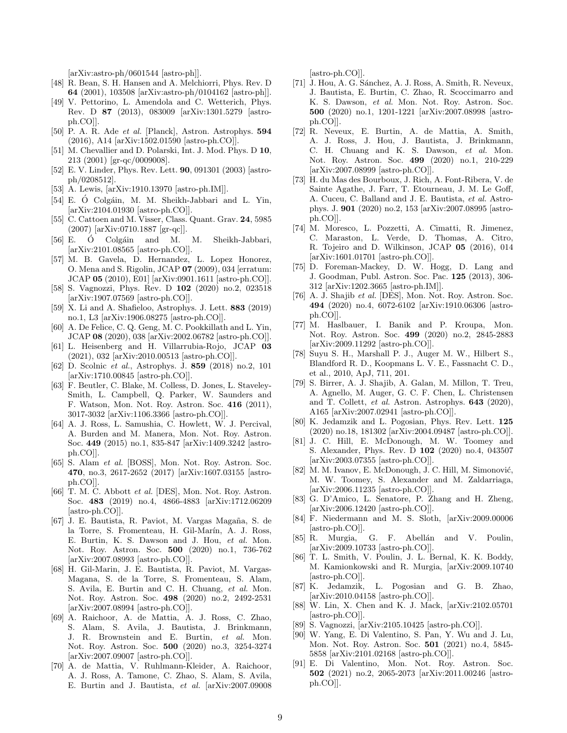[arXiv:astro-ph/0601544 [astro-ph]].

[48] R. Bean, S. H. Hansen and A. Melchiorri, Phys. Rev. D **64** (2001), 103508 [arXiv:astro-ph/0104162 [astro-ph]].

[49] V. Pettorino, L. Amendola and C. Wetterich, Phys. Rev. D **87** (2013), 083009 [arXiv:1301.5279 [astro-ph.CO]].

[50] P. A. R. Ade *et al.* [Planck], Astron. Astrophys. **594** (2016), A14 [arXiv:1502.01590 [astro-ph.CO]].

[51] M. Chevallier and D. Polarski, Int. J. Mod. Phys. D **10**, 213 (2001) [gr-qc/0009008].

[52] E. V. Linder, Phys. Rev. Lett. **90**, 091301 (2003) [astro-ph/0208512].

[53] A. Lewis, [arXiv:1910.13970 [astro-ph.IM]].

[54] E. Ó Colgáin, M. M. Sheikh-Jabbari and L. Yin, [arXiv:2104.01930 [astro-ph.CO]].

[55] C. Cattoen and M. Visser, Class. Quant. Grav. **24**, 5985 (2007) [arXiv:0710.1887 [gr-qc]].

[56] E. Ó Colgáin and M. M. Sheikh-Jabbari, [arXiv:2101.08565 [astro-ph.CO]].

[57] M. B. Gavela, D. Hernandez, L. Lopez Honorez, O. Mena and S. Rigolin, JCAP **07** (2009), 034 [erratum: JCAP **05** (2010), E01] [arXiv:0901.1611 [astro-ph.CO]].

[58] S. Vagnozzi, Phys. Rev. D **102** (2020) no.2, 023518 [arXiv:1907.07569 [astro-ph.CO]].

[59] X. Li and A. Shafieloo, Astrophys. J. Lett. **883** (2019) no.1, L3 [arXiv:1906.08275 [astro-ph.CO]].

[60] A. De Felice, C. Q. Geng, M. C. Pookkillath and L. Yin, JCAP **08** (2020), 038 [arXiv:2002.06782 [astro-ph.CO]].

[61] L. Heisenberg and H. Villarrubia-Rojo, JCAP **03** (2021), 032 [arXiv:2010.00513 [astro-ph.CO]].

[62] D. Scolnic *et al.*, Astrophys. J. **859** (2018) no.2, 101 [arXiv:1710.00845 [astro-ph.CO]].

[63] F. Beutler, C. Blake, M. Colless, D. Jones, L. Staveley-Smith, L. Campbell, Q. Parker, W. Saunders and F. Watson, Mon. Not. Roy. Astron. Soc. **416** (2011), 3017-3032 [arXiv:1106.3366 [astro-ph.CO]].

[64] A. J. Ross, L. Samushia, C. Howlett, W. J. Percival, A. Burden and M. Manera, Mon. Not. Roy. Astron. Soc. **449** (2015) no.1, 835-847 [arXiv:1409.3242 [astro-ph.CO]].

[65] S. Alam *et al.* [BOSS], Mon. Not. Roy. Astron. Soc. **470**, no.3, 2617-2652 (2017) [arXiv:1607.03155 [astro-ph.CO]].

[66] T. M. C. Abbott *et al.* [DES], Mon. Not. Roy. Astron. Soc. **483** (2019) no.4, 4866-4883 [arXiv:1712.06209 [astro-ph.CO]].

[67] J. E. Bautista, R. Paviot, M. Vargas Magaña, S. de la Torre, S. Fromenteau, H. Gil-Marín, A. J. Ross, E. Burtin, K. S. Dawson and J. Hou, *et al.* Mon. Not. Roy. Astron. Soc. **500** (2020) no.1, 736-762 [arXiv:2007.08993 [astro-ph.CO]].

[68] H. Gil-Marin, J. E. Bautista, R. Paviot, M. Vargas-Magana, S. de la Torre, S. Fromenteau, S. Alam, S. Avila, E. Burtin and C. H. Chuang, *et al.* Mon. Not. Roy. Astron. Soc. **498** (2020) no.2, 2492-2531 [arXiv:2007.08994 [astro-ph.CO]].

[69] A. Raichoor, A. de Mattia, A. J. Ross, C. Zhao, S. Alam, S. Avila, J. Bautista, J. Brinkmann, J. R. Brownstein and E. Burtin, *et al.* Mon. Not. Roy. Astron. Soc. **500** (2020) no.3, 3254-3274 [arXiv:2007.09007 [astro-ph.CO]].

[70] A. de Mattia, V. Ruhlmann-Kleider, A. Raichoor, A. J. Ross, A. Tamone, C. Zhao, S. Alam, S. Avila, E. Burtin and J. Bautista, *et al.* [arXiv:2007.09008 [astro-ph.CO]].

[71] J. Hou, A. G. Sánchez, A. J. Ross, A. Smith, R. Neveux, J. Bautista, E. Burtin, C. Zhao, R. Scoccimarro and K. S. Dawson, *et al.* Mon. Not. Roy. Astron. Soc. **500** (2020) no.1, 1201-1221 [arXiv:2007.08998 [astro-ph.CO]].

[72] R. Neveux, E. Burtin, A. de Mattia, A. Smith, A. J. Ross, J. Hou, J. Bautista, J. Brinkmann, C. H. Chuang and K. S. Dawson, *et al.* Mon. Not. Roy. Astron. Soc. **499** (2020) no.1, 210-229 [arXiv:2007.08999 [astro-ph.CO]].

[73] H. du Mas des Bourboux, J. Rich, A. Font-Ribera, V. de Sainte Agathe, J. Farr, T. Etourneau, J. M. Le Goff, A. Cuceu, C. Balland and J. E. Bautista, *et al.* Astrophys. J. **901** (2020) no.2, 153 [arXiv:2007.08995 [astro-ph.CO]].

[74] M. Moresco, L. Pozzetti, A. Cimatti, R. Jimenez, C. Maraston, L. Verde, D. Thomas, A. Citro, R. Tojeiro and D. Wilkinson, JCAP **05** (2016), 014 [arXiv:1601.01701 [astro-ph.CO]].

[75] D. Foreman-Mackey, D. W. Hogg, D. Lang and J. Goodman, Publ. Astron. Soc. Pac. **125** (2013), 306-312 [arXiv:1202.3665 [astro-ph.IM]].

[76] A. J. Shajib *et al.* [DES], Mon. Not. Roy. Astron. Soc. **494** (2020) no.4, 6072-6102 [arXiv:1910.06306 [astro-ph.CO]].

[77] M. Haslbauer, I. Banik and P. Kroupa, Mon. Not. Roy. Astron. Soc. **499** (2020) no.2, 2845-2883 [arXiv:2009.11292 [astro-ph.CO]].

[78] Suyu S. H., Marshall P. J., Auger M. W., Hilbert S., Blandford R. D., Koopmans L. V. E., Fassnacht C. D., et al., 2010, ApJ, 711, 201.

[79] S. Birrer, A. J. Shajib, A. Galan, M. Millon, T. Treu, A. Agnello, M. Auger, G. C. F. Chen, L. Christensen and T. Collett, *et al.* Astron. Astrophys. **643** (2020), A165 [arXiv:2007.02941 [astro-ph.CO]].

[80] K. Jedamzik and L. Pogosian, Phys. Rev. Lett. **125** (2020) no.18, 181302 [arXiv:2004.09487 [astro-ph.CO]].

[81] J. C. Hill, E. McDonough, M. W. Toomey and S. Alexander, Phys. Rev. D **102** (2020) no.4, 043507 [arXiv:2003.07355 [astro-ph.CO]].

[82] M. M. Ivanov, E. McDonough, J. C. Hill, M. Simonović, M. W. Toomey, S. Alexander and M. Zaldarriaga, [arXiv:2006.11235 [astro-ph.CO]].

[83] G. D'Amico, L. Senatore, P. Zhang and H. Zheng, [arXiv:2006.12420 [astro-ph.CO]].

[84] F. Niedermann and M. S. Sloth, [arXiv:2009.00006 [astro-ph.CO]].

[85] R. Murgia, G. F. Abellán and V. Poulin, [arXiv:2009.10733 [astro-ph.CO]].

[86] T. L. Smith, V. Poulin, J. L. Bernal, K. K. Boddy, M. Kamionkowski and R. Murgia, [arXiv:2009.10740 [astro-ph.CO]].

[87] K. Jedamzik, L. Pogosian and G. B. Zhao, [arXiv:2010.04158 [astro-ph.CO]].

[88] W. Lin, X. Chen and K. J. Mack, [arXiv:2102.05701 [astro-ph.CO]].

[89] S. Vagnozzi, [arXiv:2105.10425 [astro-ph.CO]].

[90] W. Yang, E. Di Valentino, S. Pan, Y. Wu and J. Lu, Mon. Not. Roy. Astron. Soc. **501** (2021) no.4, 5845-5858 [arXiv:2101.02168 [astro-ph.CO]].

[91] E. Di Valentino, Mon. Not. Roy. Astron. Soc. **502** (2021) no.2, 2065-2073 [arXiv:2011.00246 [astro-ph.CO]].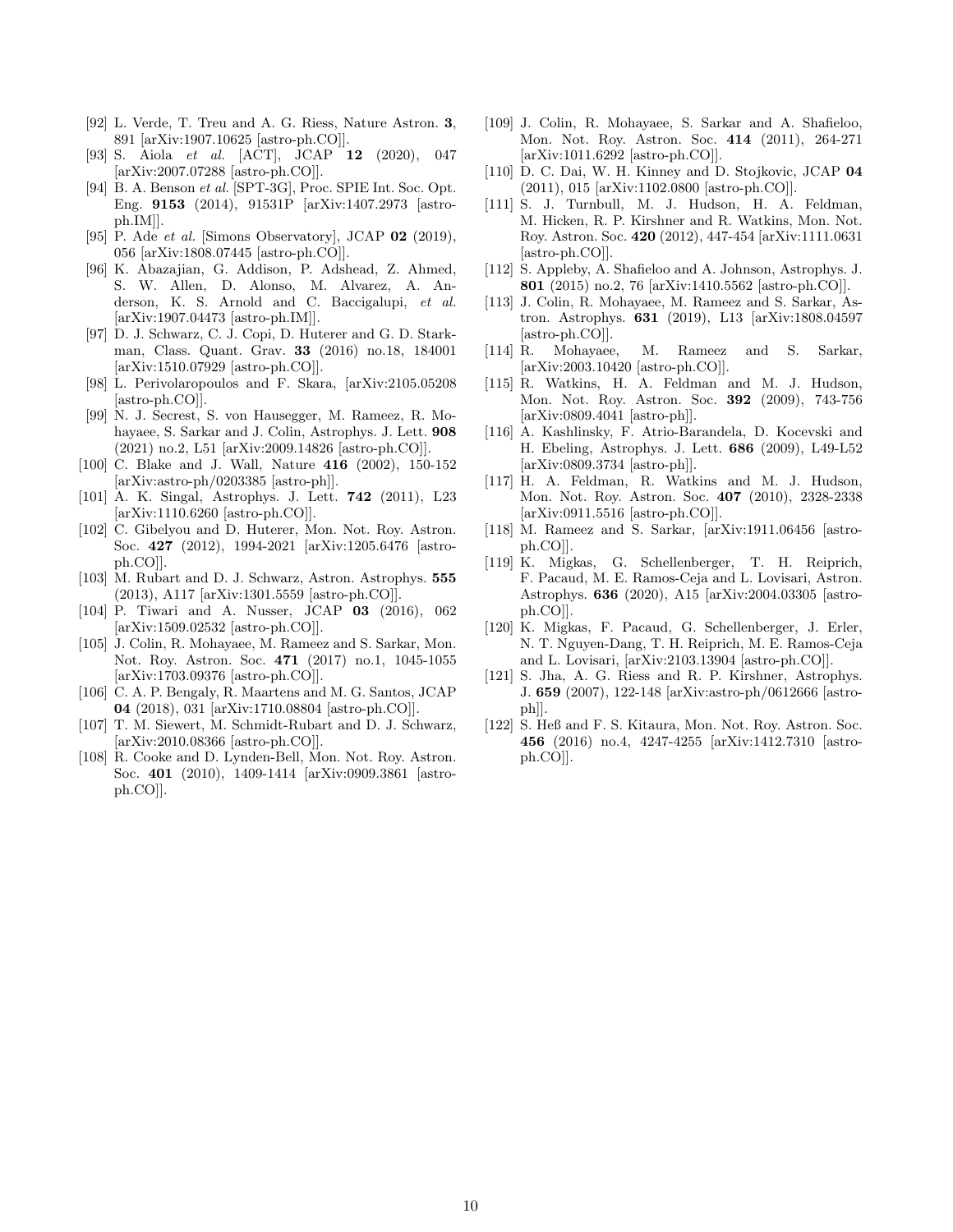[92] L. Verde, T. Treu and A. G. Riess, Nature Astron. **3**, 891 [arXiv:1907.10625 [astro-ph.CO]].

[93] S. Aiola *et al.* [ACT], JCAP **12** (2020), 047 [arXiv:2007.07288 [astro-ph.CO]].

[94] B. A. Benson *et al.* [SPT-3G], Proc. SPIE Int. Soc. Opt. Eng. **9153** (2014), 91531P [arXiv:1407.2973 [astro-ph.IM]].

[95] P. Ade *et al.* [Simons Observatory], JCAP **02** (2019), 056 [arXiv:1808.07445 [astro-ph.CO]].

[96] K. Abazajian, G. Addison, P. Adshead, Z. Ahmed, S. W. Allen, D. Alonso, M. Alvarez, A. Anderson, K. S. Arnold and C. Baccigalupi, *et al.* [arXiv:1907.04473 [astro-ph.IM]].

[97] D. J. Schwarz, C. J. Copi, D. Huterer and G. D. Starkman, Class. Quant. Grav. **33** (2016) no.18, 184001 [arXiv:1510.07929 [astro-ph.CO]].

[98] L. Perivolaropoulos and F. Skara, [arXiv:2105.05208 [astro-ph.CO]].

[99] N. J. Secrest, S. von Hausegger, M. Rameez, R. Mohayaee, S. Sarkar and J. Colin, Astrophys. J. Lett. **908** (2021) no.2, L51 [arXiv:2009.14826 [astro-ph.CO]].

[100] C. Blake and J. Wall, Nature **416** (2002), 150-152 [arXiv:astro-ph/0203385 [astro-ph]].

[101] A. K. Singal, Astrophys. J. Lett. **742** (2011), L23 [arXiv:1110.6260 [astro-ph.CO]].

[102] C. Gibelyou and D. Huterer, Mon. Not. Roy. Astron. Soc. **427** (2012), 1994-2021 [arXiv:1205.6476 [astro-ph.CO]].

[103] M. Rubart and D. J. Schwarz, Astron. Astrophys. **555** (2013), A117 [arXiv:1301.5559 [astro-ph.CO]].

[104] P. Tiwari and A. Nusser, JCAP **03** (2016), 062 [arXiv:1509.02532 [astro-ph.CO]].

[105] J. Colin, R. Mohayaee, M. Rameez and S. Sarkar, Mon. Not. Roy. Astron. Soc. **471** (2017) no.1, 1045-1055 [arXiv:1703.09376 [astro-ph.CO]].

[106] C. A. P. Bengaly, R. Maartens and M. G. Santos, JCAP **04** (2018), 031 [arXiv:1710.08804 [astro-ph.CO]].

[107] T. M. Siewert, M. Schmidt-Rubart and D. J. Schwarz, [arXiv:2010.08366 [astro-ph.CO]].

[108] R. Cooke and D. Lynden-Bell, Mon. Not. Roy. Astron. Soc. **401** (2010), 1409-1414 [arXiv:0909.3861 [astro-ph.CO]].

[109] J. Colin, R. Mohayaee, S. Sarkar and A. Shafieloo, Mon. Not. Roy. Astron. Soc. **414** (2011), 264-271 [arXiv:1011.6292 [astro-ph.CO]].

[110] D. C. Dai, W. H. Kinney and D. Stojkovic, JCAP **04** (2011), 015 [arXiv:1102.0800 [astro-ph.CO]].

[111] S. J. Turnbull, M. J. Hudson, H. A. Feldman, M. Hicken, R. P. Kirshner and R. Watkins, Mon. Not. Roy. Astron. Soc. **420** (2012), 447-454 [arXiv:1111.0631 [astro-ph.CO]].

[112] S. Appleby, A. Shafieloo and A. Johnson, Astrophys. J. **801** (2015) no.2, 76 [arXiv:1410.5562 [astro-ph.CO]].

[113] J. Colin, R. Mohayaee, M. Rameez and S. Sarkar, Astron. Astrophys. **631** (2019), L13 [arXiv:1808.04597 [astro-ph.CO]].

[114] R. Mohayaee, M. Rameez and S. Sarkar, [arXiv:2003.10420 [astro-ph.CO]].

[115] R. Watkins, H. A. Feldman and M. J. Hudson, Mon. Not. Roy. Astron. Soc. **392** (2009), 743-756 [arXiv:0809.4041 [astro-ph]].

[116] A. Kashlinsky, F. Atrio-Barandela, D. Kocevski and H. Ebeling, Astrophys. J. Lett. **686** (2009), L49-L52 [arXiv:0809.3734 [astro-ph]].

[117] H. A. Feldman, R. Watkins and M. J. Hudson, Mon. Not. Roy. Astron. Soc. **407** (2010), 2328-2338 [arXiv:0911.5516 [astro-ph.CO]].

[118] M. Rameez and S. Sarkar, [arXiv:1911.06456 [astro-ph.CO]].

[119] K. Migkas, G. Schellenberger, T. H. Reiprich, F. Pacaud, M. E. Ramos-Ceja and L. Lovisari, Astron. Astrophys. **636** (2020), A15 [arXiv:2004.03305 [astro-ph.CO]].

[120] K. Migkas, F. Pacaud, G. Schellenberger, J. Erler, N. T. Nguyen-Dang, T. H. Reiprich, M. E. Ramos-Ceja and L. Lovisari, [arXiv:2103.13904 [astro-ph.CO]].

[121] S. Jha, A. G. Riess and R. P. Kirshner, Astrophys. J. **659** (2007), 122-148 [arXiv:astro-ph/0612666 [astro-ph]].

[122] S. Heß and F. S. Kitaura, Mon. Not. Roy. Astron. Soc. **456** (2016) no.4, 4247-4255 [arXiv:1412.7310 [astro-ph.CO]].